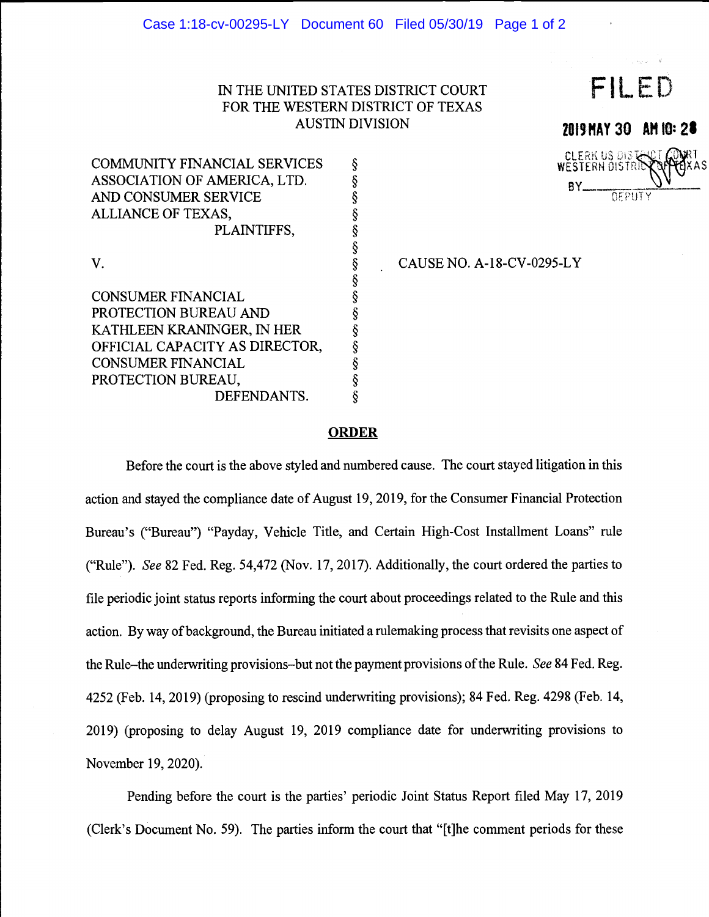IN THE UNITED STATES DISTRICT COURT
FOR THE WESTERN DISTRICT OF TEXAS
AUSTIN DIVISION

FILED

2019 MAY 30 AM 10: 28

CLERK US DISTRICT COURT
WESTERN DISTRICT OF TEXAS
BY ________ DEPUTY

| | | |
|---|---|---|
| COMMUNITY FINANCIAL SERVICES ASSOCIATION OF AMERICA, LTD. AND CONSUMER SERVICE ALLIANCE OF TEXAS, PLAINTIFFS, | § | |
| V. | § | CAUSE NO. A-18-CV-0295-LY |
| CONSUMER FINANCIAL PROTECTION BUREAU AND KATHLEEN KRANINGER, IN HER OFFICIAL CAPACITY AS DIRECTOR, CONSUMER FINANCIAL PROTECTION BUREAU, DEFENDANTS. | § | |

## ORDER

Before the court is the above styled and numbered cause. The court stayed litigation in this action and stayed the compliance date of August 19, 2019, for the Consumer Financial Protection Bureau's ("Bureau") "Payday, Vehicle Title, and Certain High-Cost Installment Loans" rule ("Rule"). *See* 82 Fed. Reg. 54,472 (Nov. 17, 2017). Additionally, the court ordered the parties to file periodic joint status reports informing the court about proceedings related to the Rule and this action. By way of background, the Bureau initiated a rulemaking process that revisits one aspect of the Rule–the underwriting provisions–but not the payment provisions of the Rule. *See* 84 Fed. Reg. 4252 (Feb. 14, 2019) (proposing to rescind underwriting provisions); 84 Fed. Reg. 4298 (Feb. 14, 2019) (proposing to delay August 19, 2019 compliance date for underwriting provisions to November 19, 2020).

Pending before the court is the parties' periodic Joint Status Report filed May 17, 2019 (Clerk's Document No. 59). The parties inform the court that "[t]he comment periods for these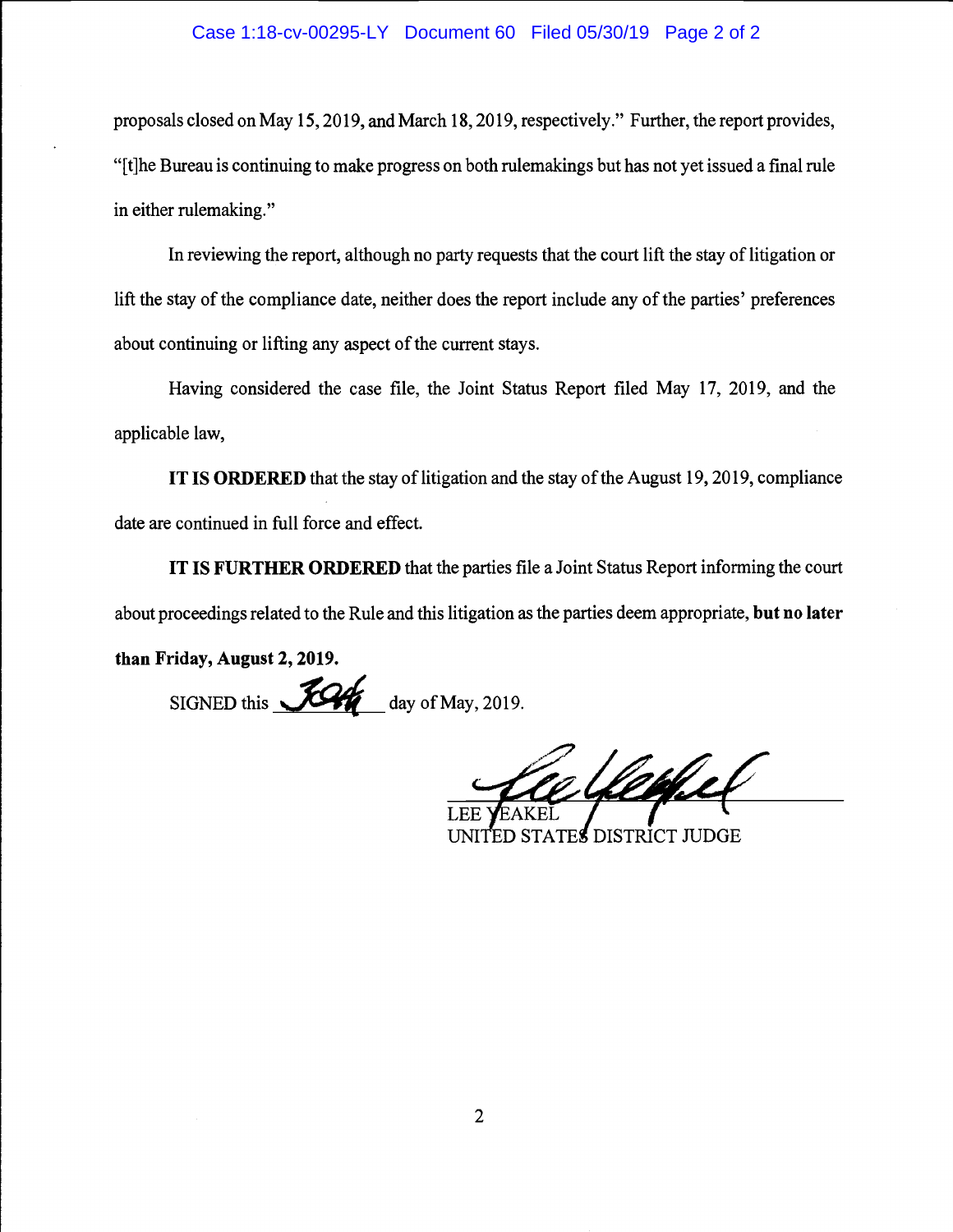proposals closed on May 15, 2019, and March 18, 2019, respectively." Further, the report provides, "[t]he Bureau is continuing to make progress on both rulemakings but has not yet issued a final rule in either rulemaking."

In reviewing the report, although no party requests that the court lift the stay of litigation or lift the stay of the compliance date, neither does the report include any of the parties' preferences about continuing or lifting any aspect of the current stays.

Having considered the case file, the Joint Status Report filed May 17, 2019, and the applicable law,

**IT IS ORDERED** that the stay of litigation and the stay of the August 19, 2019, compliance date are continued in full force and effect.

**IT IS FURTHER ORDERED** that the parties file a Joint Status Report informing the court about proceedings related to the Rule and this litigation as the parties deem appropriate, **but no later than Friday, August 2, 2019.**

SIGNED this 30th day of May, 2019.

LEE YEAKEL
UNITED STATES DISTRICT JUDGE